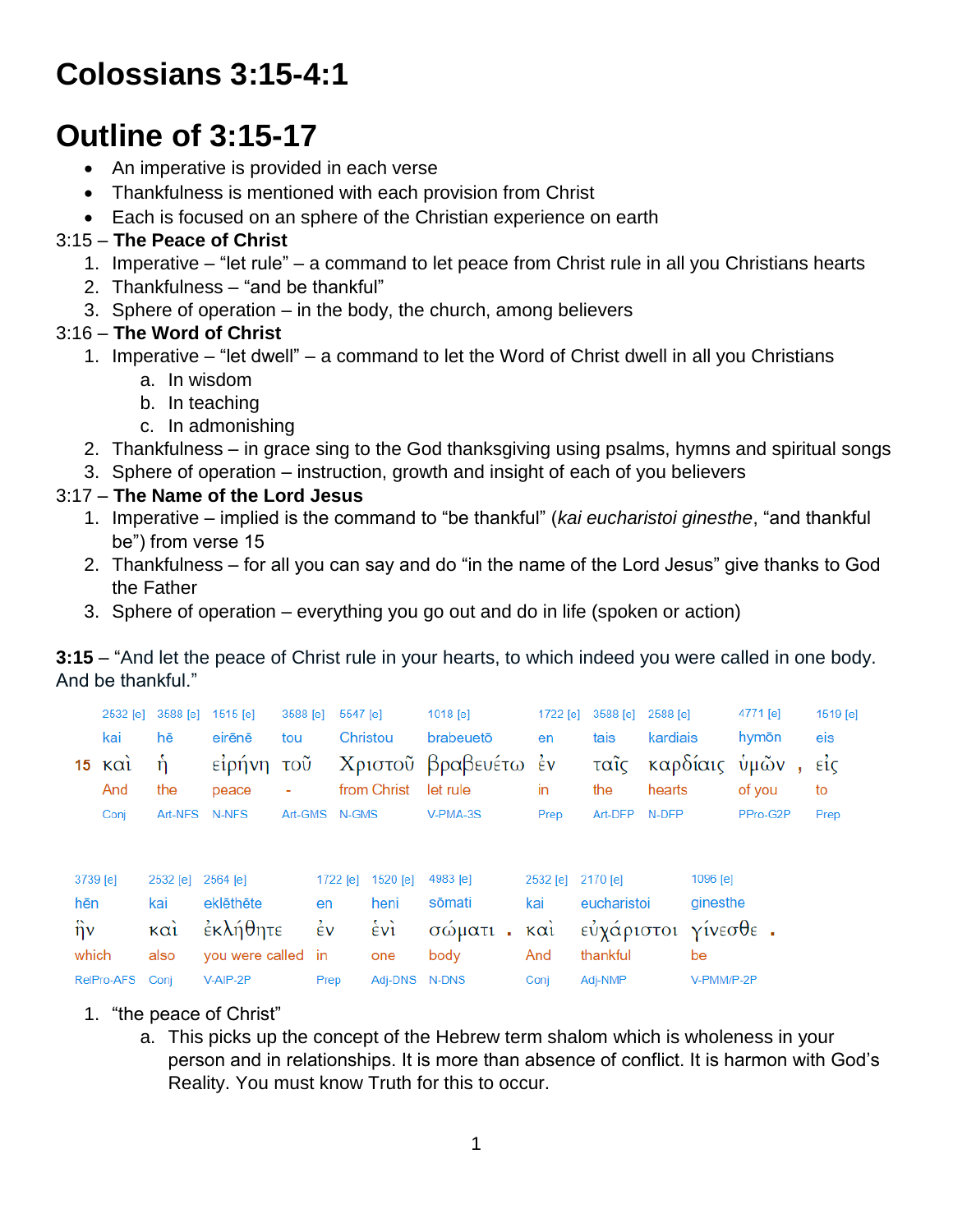# Colossians 3:15-4:1

# Outline of 3:15-17

- An imperative is provided in each verse
- Thankfulness is mentioned with each provision from Christ
- Each is focused on an sphere of the Christian experience on earth

3:15 – **The Peace of Christ**

1. Imperative – "let rule" – a command to let peace from Christ rule in all you Christians hearts
2. Thankfulness – "and be thankful"
3. Sphere of operation – in the body, the church, among believers

3:16 – **The Word of Christ**

1. Imperative – "let dwell" – a command to let the Word of Christ dwell in all you Christians
   a. In wisdom
   b. In teaching
   c. In admonishing
2. Thankfulness – in grace sing to the God thanksgiving using psalms, hymns and spiritual songs
3. Sphere of operation – instruction, growth and insight of each of you believers

3:17 – **The Name of the Lord Jesus**

1. Imperative – implied is the command to "be thankful" (*kai eucharistoi ginesthe*, "and thankful be") from verse 15
2. Thankfulness – for all you can say and do "in the name of the Lord Jesus" give thanks to God the Father
3. Sphere of operation – everything you go out and do in life (spoken or action)

**3:15** – "And let the peace of Christ rule in your hearts, to which indeed you were called in one body. And be thankful."

| | 2532 [e] | 3588 [e] | 1515 [e] | 3588 [e] | 5547 [e] | 1018 [e] | 1722 [e] | 3588 [e] | 2588 [e] | 4771 [e] | 1519 [e] |
|---|---|---|---|---|---|---|---|---|---|---|---|
| | kai | hē | eirēnē | tou | Christou | brabeuetō | en | tais | kardiais | hymōn | eis |
| 15 | καὶ | ἡ | εἰρήνη | τοῦ | Χριστοῦ | βραβευέτω | ἐν | ταῖς | καρδίαις | ὑμῶν , | εἰς |
| | And | the | peace | - | from Christ | let rule | in | the | hearts | of you | to |
| | Conj | Art-NFS | N-NFS | Art-GMS | N-GMS | V-PMA-3S | Prep | Art-DFP | N-DFP | PPro-G2P | Prep |

| 3739 [e] | 2532 [e] | 2564 [e] | 1722 [e] | 1520 [e] | 4983 [e] | 2532 [e] | 2170 [e] | 1096 [e] |
|---|---|---|---|---|---|---|---|---|
| hēn | kai | eklēthēte | en | heni | sōmati | kai | eucharistoi | ginesthe |
| ἣν | καὶ | ἐκλήθητε | ἐν | ἑνὶ | σώματι . | καὶ | εὐχάριστοι | γίνεσθε . |
| which | also | you were called | in | one | body | And | thankful | be |
| RelPro-AFS | Conj | V-AIP-2P | Prep | Adj-DNS | N-DNS | Conj | Adj-NMP | V-PMM/P-2P |

1. "the peace of Christ"
   a. This picks up the concept of the Hebrew term shalom which is wholeness in your person and in relationships. It is more than absence of conflict. It is harmon with God's Reality. You must know Truth for this to occur.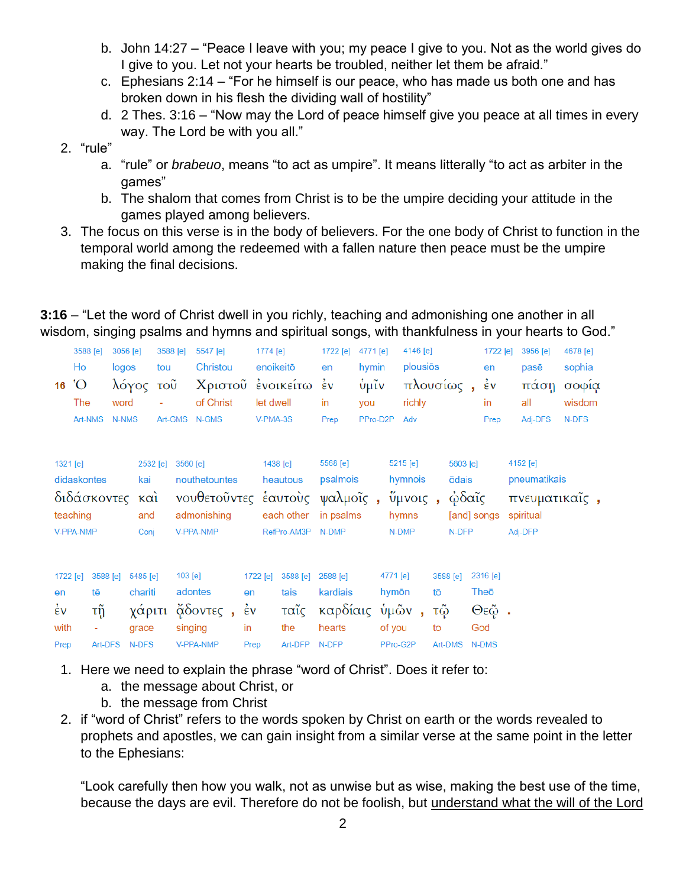b. John 14:27 – “Peace I leave with you; my peace I give to you. Not as the world gives do I give to you. Let not your hearts be troubled, neither let them be afraid.”

c. Ephesians 2:14 – “For he himself is our peace, who has made us both one and has broken down in his flesh the dividing wall of hostility”

d. 2 Thes. 3:16 – “Now may the Lord of peace himself give you peace at all times in every way. The Lord be with you all.”

2. “rule”

   a. “rule” or *brabeuo*, means “to act as umpire”. It means litterally “to act as arbiter in the games”

   b. The shalom that comes from Christ is to be the umpire deciding your attitude in the games played among believers.

3. The focus on this verse is in the body of believers. For the one body of Christ to function in the temporal world among the redeemed with a fallen nature then peace must be the umpire making the final decisions.

**3:16** – “Let the word of Christ dwell in you richly, teaching and admonishing one another in all wisdom, singing psalms and hymns and spiritual songs, with thankfulness in your hearts to God.”

| 16 | | | | | | | | | | |
|---|---|---|---|---|---|---|---|---|---|---|
| 3588 [e] | 3056 [e] | 3588 [e] | 5547 [e] | 1774 [e] | 1722 [e] | 4771 [e] | 4146 [e] | 1722 [e] | 3956 [e] | 4678 [e] |
| Ho | logos | tou | Christou | enoikeitō | en | hymin | plousiōs | en | pasē | sophia |
| Ὁ | λόγος | τοῦ | Χριστοῦ | ἐνοικείτω | ἐν | ὑμῖν | πλουσίως , | ἐν | πάσῃ | σοφίᾳ |
| The | word | - | of Christ | let dwell | in | you | richly | in | all | wisdom |
| Art-NMS | N-NMS | Art-GMS | N-GMS | V-PMA-3S | Prep | PPro-D2P | Adv | Prep | Adj-DFS | N-DFS |

| | | | | | | | |
|---|---|---|---|---|---|---|---|
| 1321 [e] | 2532 [e] | 3560 [e] | 1438 [e] | 5568 [e] | 5215 [e] | 5603 [e] | 4152 [e] |
| didaskontes | kai | nouthetountes | heautous | psalmois | hymnois | ōdais | pneumatikais |
| διδάσκοντες | καὶ | νουθετοῦντες | ἑαυτοὺς | ψαλμοῖς , | ὕμνοις , | ᾠδαῖς | πνευματικαῖς , |
| teaching | and | admonishing | each other | in psalms | hymns | [and] songs | spiritual |
| V-PPA-NMP | Conj | V-PPA-NMP | RefPro-AM3P | N-DMP | N-DMP | N-DFP | Adj-DFP |

| | | | | | | | | | |
|---|---|---|---|---|---|---|---|---|---|
| 1722 [e] | 3588 [e] | 5485 [e] | 103 [e] | 1722 [e] | 3588 [e] | 2588 [e] | 4771 [e] | 3588 [e] | 2316 [e] |
| en | tē | chariti | adontes | en | tais | kardiais | hymōn | tō | Theō |
| ἐν | τῇ | χάριτι | ᾄδοντες , | ἐν | ταῖς | καρδίαις | ὑμῶν , | τῷ | Θεῷ . |
| with | - | grace | singing | in | the | hearts | of you | to | God |
| Prep | Art-DFS | N-DFS | V-PPA-NMP | Prep | Art-DFP | N-DFP | PPro-G2P | Art-DMS | N-DMS |

1. Here we need to explain the phrase “word of Christ”. Does it refer to:

   a. the message about Christ, or

   b. the message from Christ

2. if “word of Christ” refers to the words spoken by Christ on earth or the words revealed to prophets and apostles, we can gain insight from a similar verse at the same point in the letter to the Ephesians:

   “Look carefully then how you walk, not as unwise but as wise, making the best use of the time, because the days are evil. Therefore do not be foolish, but <u>understand what the will of the Lord</u>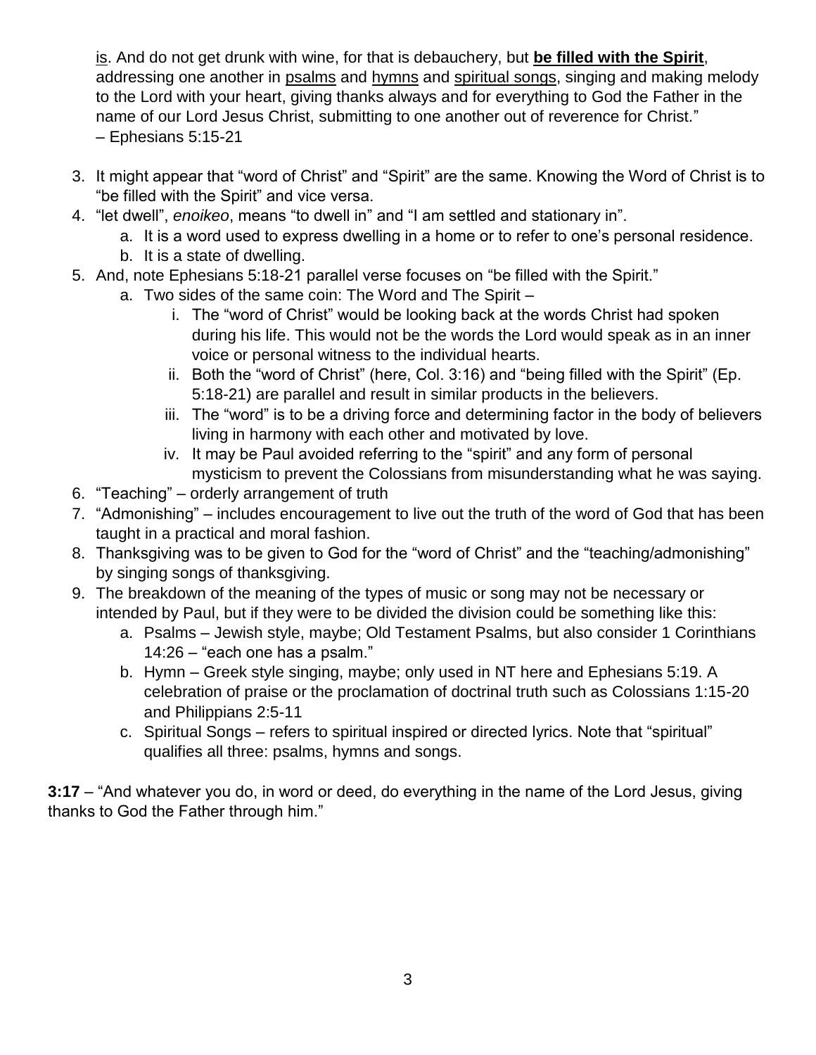<u>is</u>. And do not get drunk with wine, for that is debauchery, but <u>**be filled with the Spirit**</u>, addressing one another in <u>psalms</u> and <u>hymns</u> and <u>spiritual songs</u>, singing and making melody to the Lord with your heart, giving thanks always and for everything to God the Father in the name of our Lord Jesus Christ, submitting to one another out of reverence for Christ." – Ephesians 5:15-21

3. It might appear that "word of Christ" and "Spirit" are the same. Knowing the Word of Christ is to "be filled with the Spirit" and vice versa.
4. "let dwell", *enoikeo*, means "to dwell in" and "I am settled and stationary in".
   a. It is a word used to express dwelling in a home or to refer to one's personal residence.
   b. It is a state of dwelling.
5. And, note Ephesians 5:18-21 parallel verse focuses on "be filled with the Spirit."
   a. Two sides of the same coin: The Word and The Spirit –
      i. The "word of Christ" would be looking back at the words Christ had spoken during his life. This would not be the words the Lord would speak as in an inner voice or personal witness to the individual hearts.
      ii. Both the "word of Christ" (here, Col. 3:16) and "being filled with the Spirit" (Ep. 5:18-21) are parallel and result in similar products in the believers.
      iii. The "word" is to be a driving force and determining factor in the body of believers living in harmony with each other and motivated by love.
      iv. It may be Paul avoided referring to the "spirit" and any form of personal mysticism to prevent the Colossians from misunderstanding what he was saying.
6. "Teaching" – orderly arrangement of truth
7. "Admonishing" – includes encouragement to live out the truth of the word of God that has been taught in a practical and moral fashion.
8. Thanksgiving was to be given to God for the "word of Christ" and the "teaching/admonishing" by singing songs of thanksgiving.
9. The breakdown of the meaning of the types of music or song may not be necessary or intended by Paul, but if they were to be divided the division could be something like this:
   a. Psalms – Jewish style, maybe; Old Testament Psalms, but also consider 1 Corinthians 14:26 – "each one has a psalm."
   b. Hymn – Greek style singing, maybe; only used in NT here and Ephesians 5:19. A celebration of praise or the proclamation of doctrinal truth such as Colossians 1:15-20 and Philippians 2:5-11
   c. Spiritual Songs – refers to spiritual inspired or directed lyrics. Note that "spiritual" qualifies all three: psalms, hymns and songs.

**3:17** – "And whatever you do, in word or deed, do everything in the name of the Lord Jesus, giving thanks to God the Father through him."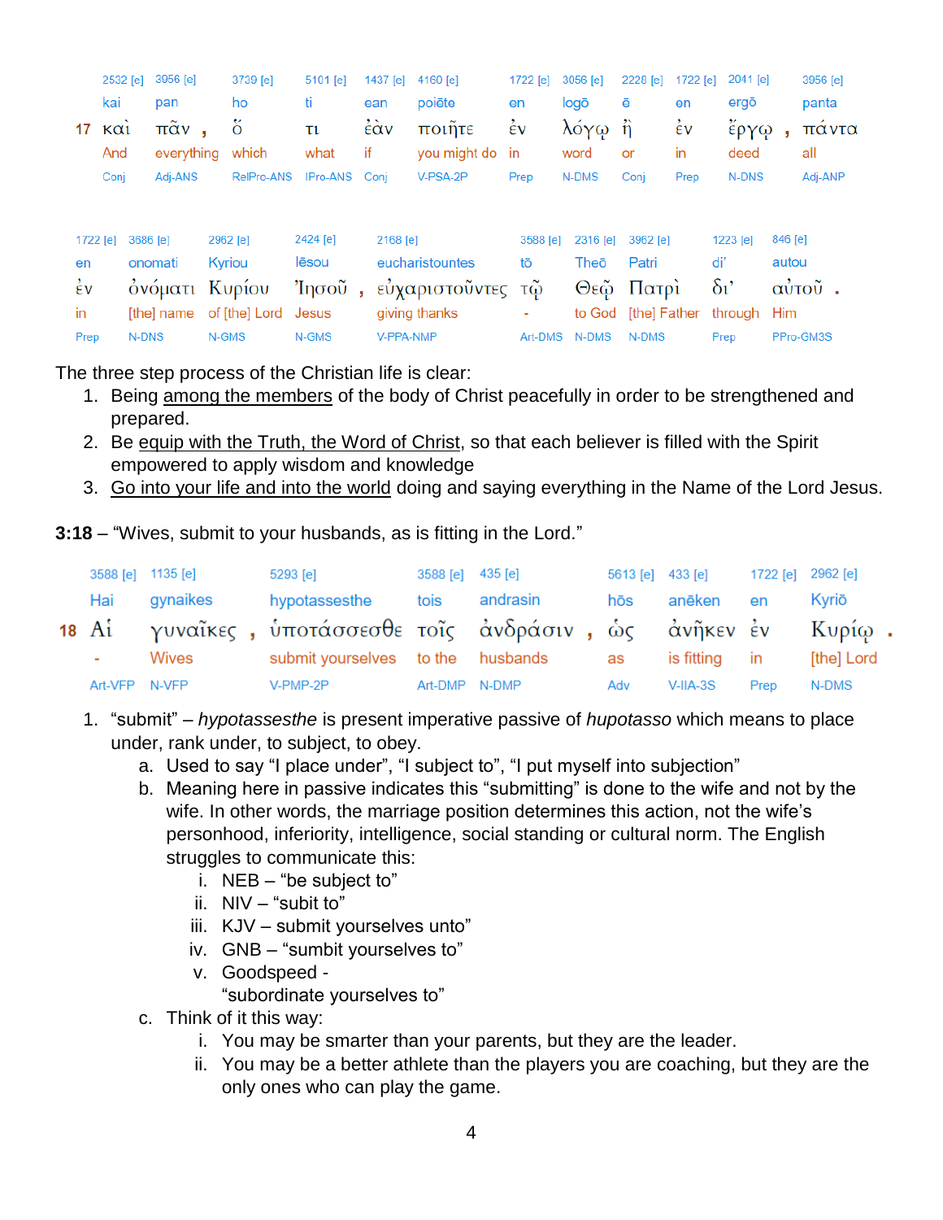| | 2532 [e] | 3956 [e] | 3739 [e] | 5101 [e] | 1437 [e] | 4160 [e] | 1722 [e] | 3056 [e] | 2228 [e] | 1722 [e] | 2041 [e] | 3956 [e] |
|---|---|---|---|---|---|---|---|---|---|---|---|---|
| | kai | pan | ho | ti | ean | poiēte | en | logō | ē | en | ergō | panta |
| 17 | καὶ | πᾶν , | ὅ | τι | ἐὰν | ποιῆτε | ἐν | λόγῳ | ἢ | ἐν | ἔργῳ , | πάντα |
| | And | everything | which | what | if | you might do | in | word | or | in | deed | all |
| | Conj | Adj-ANS | RelPro-ANS | IPro-ANS | Conj | V-PSA-2P | Prep | N-DMS | Conj | Prep | N-DNS | Adj-ANP |

| 1722 [e] | 3686 [e] | 2962 [e] | 2424 [e] | 2168 [e] | 3588 [e] | 2316 [e] | 3962 [e] | 1223 [e] | 846 [e] |
|---|---|---|---|---|---|---|---|---|---|
| en | onomati | Kyriou | Iēsou | eucharistountes | tō | Theō | Patri | di’ | autou |
| ἐν | ὀνόματι | Κυρίου | Ἰησοῦ , | εὐχαριστοῦντες | τῷ | Θεῷ | Πατρὶ | δι’ | αὐτοῦ . |
| in | [the] name | of [the] Lord | Jesus | giving thanks | - | to God | [the] Father | through | Him |
| Prep | N-DNS | N-GMS | N-GMS | V-PPA-NMP | Art-DMS | N-DMS | N-DMS | Prep | PPro-GM3S |

The three step process of the Christian life is clear:

1. Being among the members of the body of Christ peacefully in order to be strengthened and prepared.
2. Be equip with the Truth, the Word of Christ, so that each believer is filled with the Spirit empowered to apply wisdom and knowledge
3. Go into your life and into the world doing and saying everything in the Name of the Lord Jesus.

**3:18** – “Wives, submit to your husbands, as is fitting in the Lord.”

| | 3588 [e] | 1135 [e] | 5293 [e] | 3588 [e] | 435 [e] | 5613 [e] | 433 [e] | 1722 [e] | 2962 [e] |
|---|---|---|---|---|---|---|---|---|---|
| | Hai | gynaikes | hypotassesthe | tois | andrasin | hōs | anēken | en | Kyriō |
| 18 | Αἱ | γυναῖκες , | ὑποτάσσεσθε | τοῖς | ἀνδράσιν , | ὡς | ἀνῆκεν | ἐν | Κυρίῳ . |
| | - | Wives | submit yourselves | to the | husbands | as | is fitting | in | [the] Lord |
| | Art-VFP | N-VFP | V-PMP-2P | Art-DMP | N-DMP | Adv | V-IIA-3S | Prep | N-DMS |

1. “submit” – *hypotassesthe* is present imperative passive of *hupotasso* which means to place under, rank under, to subject, to obey.
   a. Used to say “I place under”, “I subject to”, “I put myself into subjection”
   b. Meaning here in passive indicates this “submitting” is done to the wife and not by the wife. In other words, the marriage position determines this action, not the wife’s personhood, inferiority, intelligence, social standing or cultural norm. The English struggles to communicate this:
      i. NEB – “be subject to”
      ii. NIV – “subit to”
      iii. KJV – submit yourselves unto”
      iv. GNB – “sumbit yourselves to”
      v. Goodspeed - “subordinate yourselves to”
   c. Think of it this way:
      i. You may be smarter than your parents, but they are the leader.
      ii. You may be a better athlete than the players you are coaching, but they are the only ones who can play the game.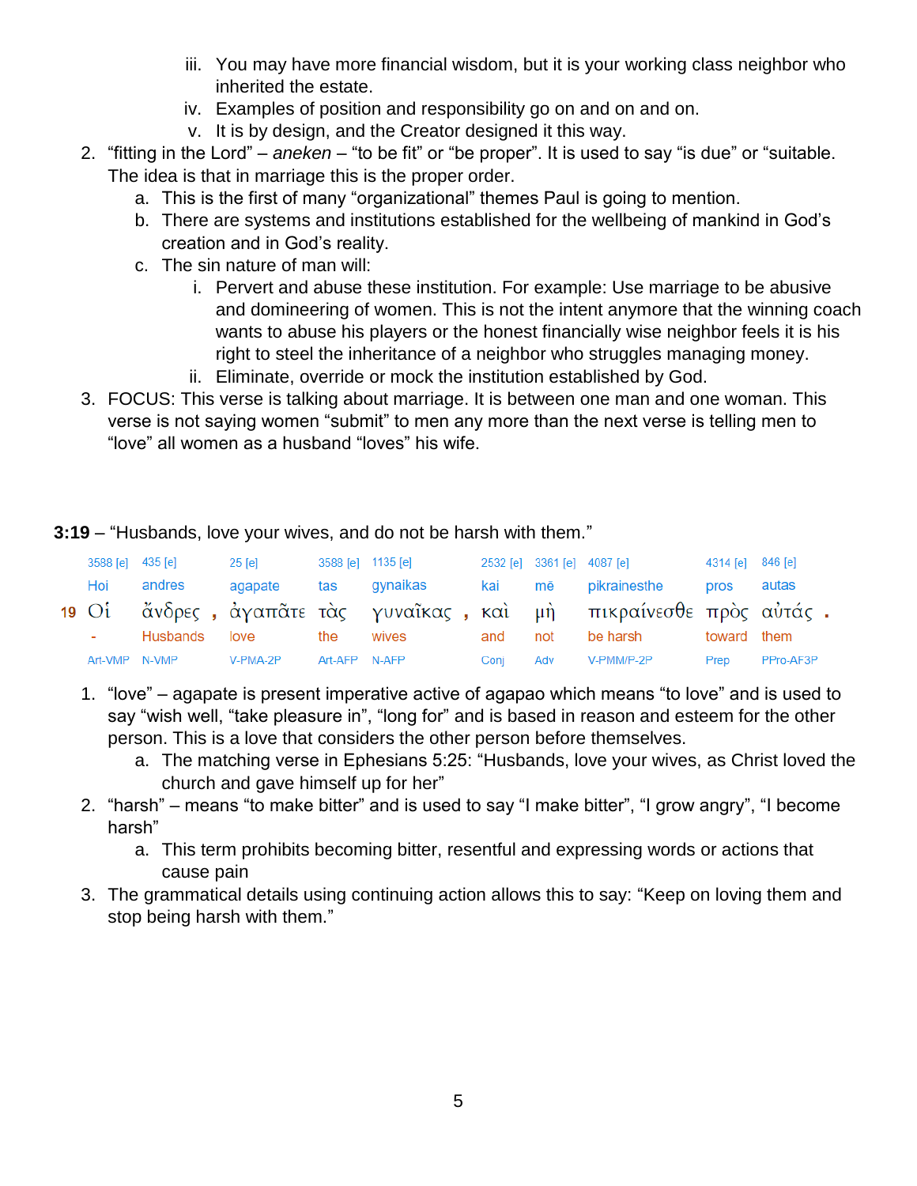iii. You may have more financial wisdom, but it is your working class neighbor who inherited the estate.
   iv. Examples of position and responsibility go on and on and on.
   v. It is by design, and the Creator designed it this way.

2. “fitting in the Lord” – *aneken* – “to be fit” or “be proper”. It is used to say “is due” or “suitable. The idea is that in marriage this is the proper order.
   a. This is the first of many “organizational” themes Paul is going to mention.
   b. There are systems and institutions established for the wellbeing of mankind in God’s creation and in God’s reality.
   c. The sin nature of man will:
      i. Pervert and abuse these institution. For example: Use marriage to be abusive and domineering of women. This is not the intent anymore that the winning coach wants to abuse his players or the honest financially wise neighbor feels it is his right to steel the inheritance of a neighbor who struggles managing money.
      ii. Eliminate, override or mock the institution established by God.
3. FOCUS: This verse is talking about marriage. It is between one man and one woman. This verse is not saying women “submit” to men any more than the next verse is telling men to “love” all women as a husband “loves” his wife.

**3:19** – “Husbands, love your wives, and do not be harsh with them.”

| | 3588 [e] | 435 [e] | | 25 [e] | 3588 [e] | 1135 [e] | | 2532 [e] | 3361 [e] | 4087 [e] | 4314 [e] | 846 [e] | |
|---|---|---|---|---|---|---|---|---|---|---|---|---|---|
| | Hoi | andres | | agapate | tas | gynaikas | | kai | mē | pikrainesthe | pros | autas | |
| 19 | Οἱ | ἄνδρες | , | ἀγαπᾶτε | τὰς | γυναῖκας | , | καὶ | μὴ | πικραίνεσθε | πρὸς | αὐτάς | . |
| | - | Husbands | | love | the | wives | | and | not | be harsh | toward | them | |
| | Art-VMP | N-VMP | | V-PMA-2P | Art-AFP | N-AFP | | Conj | Adv | V-PMM/P-2P | Prep | PPro-AF3P | |

1. “love” – agapate is present imperative active of agapao which means “to love” and is used to say “wish well, “take pleasure in”, “long for” and is based in reason and esteem for the other person. This is a love that considers the other person before themselves.
   a. The matching verse in Ephesians 5:25: “Husbands, love your wives, as Christ loved the church and gave himself up for her”
2. “harsh” – means “to make bitter” and is used to say “I make bitter”, “I grow angry”, “I become harsh”
   a. This term prohibits becoming bitter, resentful and expressing words or actions that cause pain
3. The grammatical details using continuing action allows this to say: “Keep on loving them and stop being harsh with them.”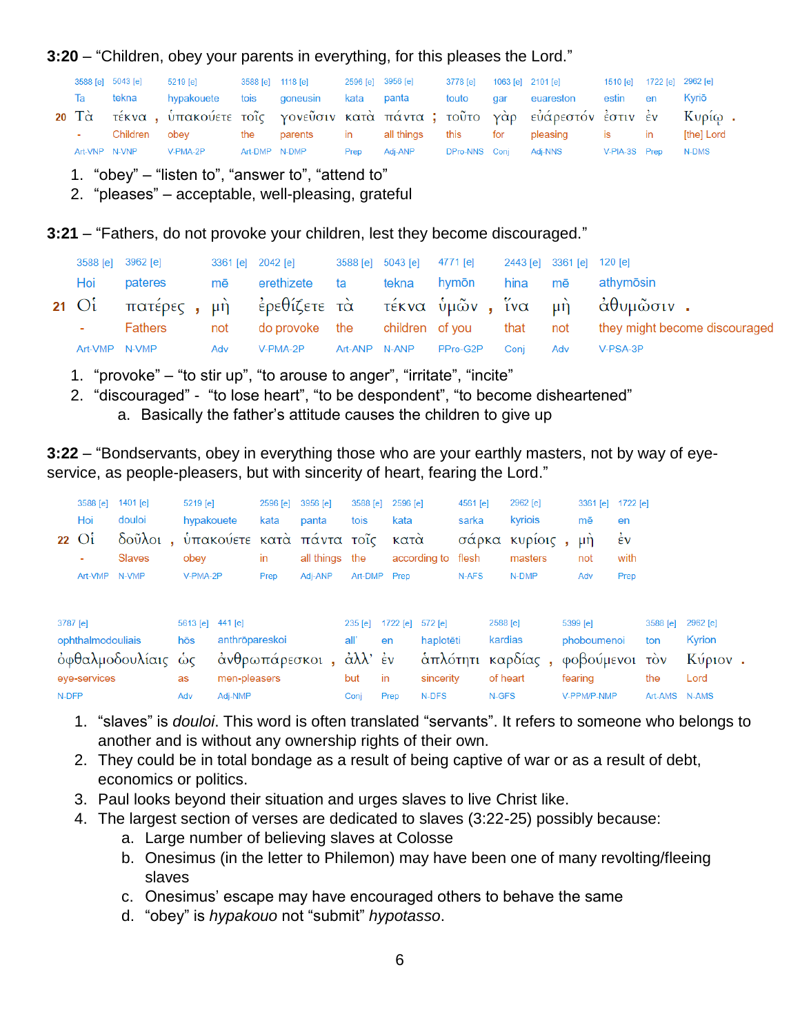**3:20** – "Children, obey your parents in everything, for this pleases the Lord."

| | 3588 [e] | 5043 [e] | | 5219 [e] | 3588 [e] | 1118 [e] | 2596 [e] | 3956 [e] | | 3778 [e] | 1063 [e] | 2101 [e] | 1510 [e] | 1722 [e] | 2962 [e] | |
|---|---|---|---|---|---|---|---|---|---|---|---|---|---|---|---|---|
| | Ta | tekna | | hypakouete | tois | goneusin | kata | panta | | touto | gar | euareston | estin | en | Kyriō | |
| 20 | Τὰ | τέκνα | , | ὑπακούετε | τοῖς | γονεῦσιν | κατὰ | πάντα | ; | τοῦτο | γὰρ | εὐάρεστόν | ἐστιν | ἐν | Κυρίῳ | . |
| | - | Children | | obey | the | parents | in | all things | | this | for | pleasing | is | in | [the] Lord | |
| | Art-VNP | N-VNP | | V-PMA-2P | Art-DMP | N-DMP | Prep | Adj-ANP | | DPro-NNS | Conj | Adj-NNS | V-PIA-3S | Prep | N-DMS | |

1. "obey" – "listen to", "answer to", "attend to"
2. "pleases" – acceptable, well-pleasing, grateful

**3:21** – "Fathers, do not provoke your children, lest they become discouraged."

| | 3588 [e] | 3962 [e] | | 3361 [e] | 2042 [e] | 3588 [e] | 5043 [e] | 4771 [e] | | 2443 [e] | 3361 [e] | 120 [e] | |
|---|---|---|---|---|---|---|---|---|---|---|---|---|---|
| | Hoi | pateres | | mē | erethizete | ta | tekna | hymōn | | hina | mē | athymōsin | |
| 21 | Οἱ | πατέρες | , | μὴ | ἐρεθίζετε | τὰ | τέκνα | ὑμῶν | , | ἵνα | μὴ | ἀθυμῶσιν | . |
| | - | Fathers | | not | do provoke | the | children | of you | | that | not | they might become discouraged | |
| | Art-VMP | N-VMP | | Adv | V-PMA-2P | Art-ANP | N-ANP | PPro-G2P | | Conj | Adv | V-PSA-3P | |

1. "provoke" – "to stir up", "to arouse to anger", "irritate", "incite"
2. "discouraged" - "to lose heart", "to be despondent", "to become disheartened"
   a. Basically the father's attitude causes the children to give up

**3:22** – "Bondservants, obey in everything those who are your earthly masters, not by way of eye-service, as people-pleasers, but with sincerity of heart, fearing the Lord."

| | 3588 [e] | 1401 [e] | | 5219 [e] | 2596 [e] | 3956 [e] | 3588 [e] | 2596 [e] | 4561 [e] | 2962 [e] | | 3361 [e] | 1722 [e] |
|---|---|---|---|---|---|---|---|---|---|---|---|---|---|
| | Hoi | douloi | | hypakouete | kata | panta | tois | kata | sarka | kyriois | | mē | en |
| 22 | Οἱ | δοῦλοι | , | ὑπακούετε | κατὰ | πάντα | τοῖς | κατὰ | σάρκα | κυρίοις | , | μὴ | ἐν |
| | - | Slaves | | obey | in | all things | the | according to | flesh | masters | | not | with |
| | Art-VMP | N-VMP | | V-PMA-2P | Prep | Adj-ANP | Art-DMP | Prep | N-AFS | N-DMP | | Adv | Prep |

| 3787 [e] | 5613 [e] | 441 [e] | | 235 [e] | 1722 [e] | 572 [e] | 2588 [e] | | 5399 [e] | 3588 [e] | 2962 [e] | |
|---|---|---|---|---|---|---|---|---|---|---|---|---|
| ophthalmodouliais | hōs | anthrōpareskoi | | all' | en | haplotēti | kardias | | phoboumenoi | ton | Kyrion | |
| ὀφθαλμοδουλίαις | ὡς | ἀνθρωπάρεσκοι | , | ἀλλ' | ἐν | ἁπλότητι | καρδίας | , | φοβούμενοι | τὸν | Κύριον | . |
| eye-services | as | men-pleasers | | but | in | sincerity | of heart | | fearing | the | Lord | |
| N-DFP | Adv | Adj-NMP | | Conj | Prep | N-DFS | N-GFS | | V-PPM/P-NMP | Art-AMS | N-AMS | |

1. "slaves" is *douloi*. This word is often translated "servants". It refers to someone who belongs to another and is without any ownership rights of their own.
2. They could be in total bondage as a result of being captive of war or as a result of debt, economics or politics.
3. Paul looks beyond their situation and urges slaves to live Christ like.
4. The largest section of verses are dedicated to slaves (3:22-25) possibly because:
   a. Large number of believing slaves at Colosse
   b. Onesimus (in the letter to Philemon) may have been one of many revolting/fleeing slaves
   c. Onesimus' escape may have encouraged others to behave the same
   d. "obey" is *hypakouo* not "submit" *hypotasso*.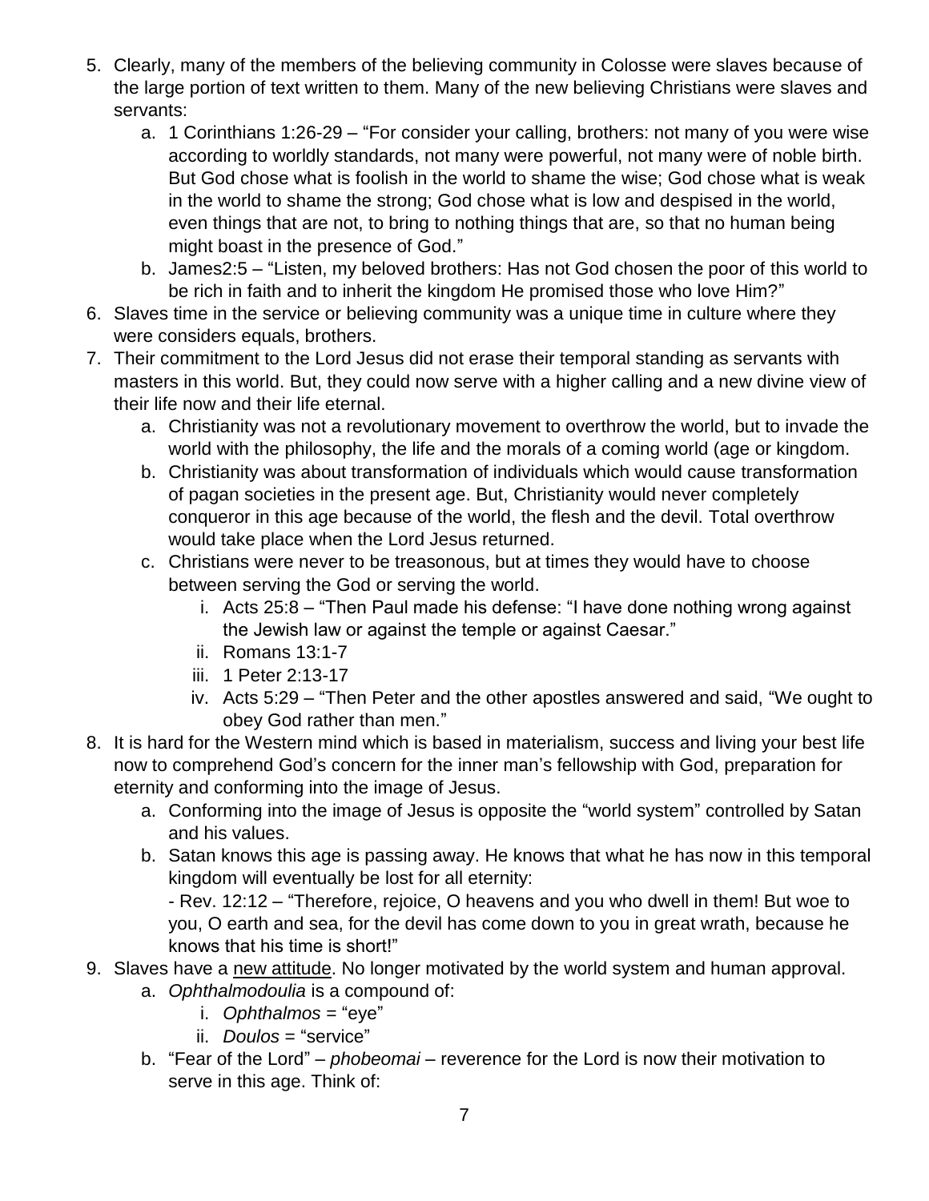5. Clearly, many of the members of the believing community in Colosse were slaves because of the large portion of text written to them. Many of the new believing Christians were slaves and servants:
   a. 1 Corinthians 1:26-29 – "For consider your calling, brothers: not many of you were wise according to worldly standards, not many were powerful, not many were of noble birth. But God chose what is foolish in the world to shame the wise; God chose what is weak in the world to shame the strong; God chose what is low and despised in the world, even things that are not, to bring to nothing things that are, so that no human being might boast in the presence of God."
   b. James2:5 – "Listen, my beloved brothers: Has not God chosen the poor of this world to be rich in faith and to inherit the kingdom He promised those who love Him?"
6. Slaves time in the service or believing community was a unique time in culture where they were considers equals, brothers.
7. Their commitment to the Lord Jesus did not erase their temporal standing as servants with masters in this world. But, they could now serve with a higher calling and a new divine view of their life now and their life eternal.
   a. Christianity was not a revolutionary movement to overthrow the world, but to invade the world with the philosophy, the life and the morals of a coming world (age or kingdom.
   b. Christianity was about transformation of individuals which would cause transformation of pagan societies in the present age. But, Christianity would never completely conqueror in this age because of the world, the flesh and the devil. Total overthrow would take place when the Lord Jesus returned.
   c. Christians were never to be treasonous, but at times they would have to choose between serving the God or serving the world.
      i. Acts 25:8 – "Then Paul made his defense: "I have done nothing wrong against the Jewish law or against the temple or against Caesar."
      ii. Romans 13:1-7
      iii. 1 Peter 2:13-17
      iv. Acts 5:29 – "Then Peter and the other apostles answered and said, "We ought to obey God rather than men."
8. It is hard for the Western mind which is based in materialism, success and living your best life now to comprehend God's concern for the inner man's fellowship with God, preparation for eternity and conforming into the image of Jesus.
   a. Conforming into the image of Jesus is opposite the "world system" controlled by Satan and his values.
   b. Satan knows this age is passing away. He knows that what he has now in this temporal kingdom will eventually be lost for all eternity:
      - Rev. 12:12 – "Therefore, rejoice, O heavens and you who dwell in them! But woe to you, O earth and sea, for the devil has come down to you in great wrath, because he knows that his time is short!"
9. Slaves have a <u>new attitude</u>. No longer motivated by the world system and human approval.
   a. *Ophthalmodoulia* is a compound of:
      i. *Ophthalmos* = "eye"
      ii. *Doulos* = "service"
   b. "Fear of the Lord" – *phobeomai* – reverence for the Lord is now their motivation to serve in this age. Think of: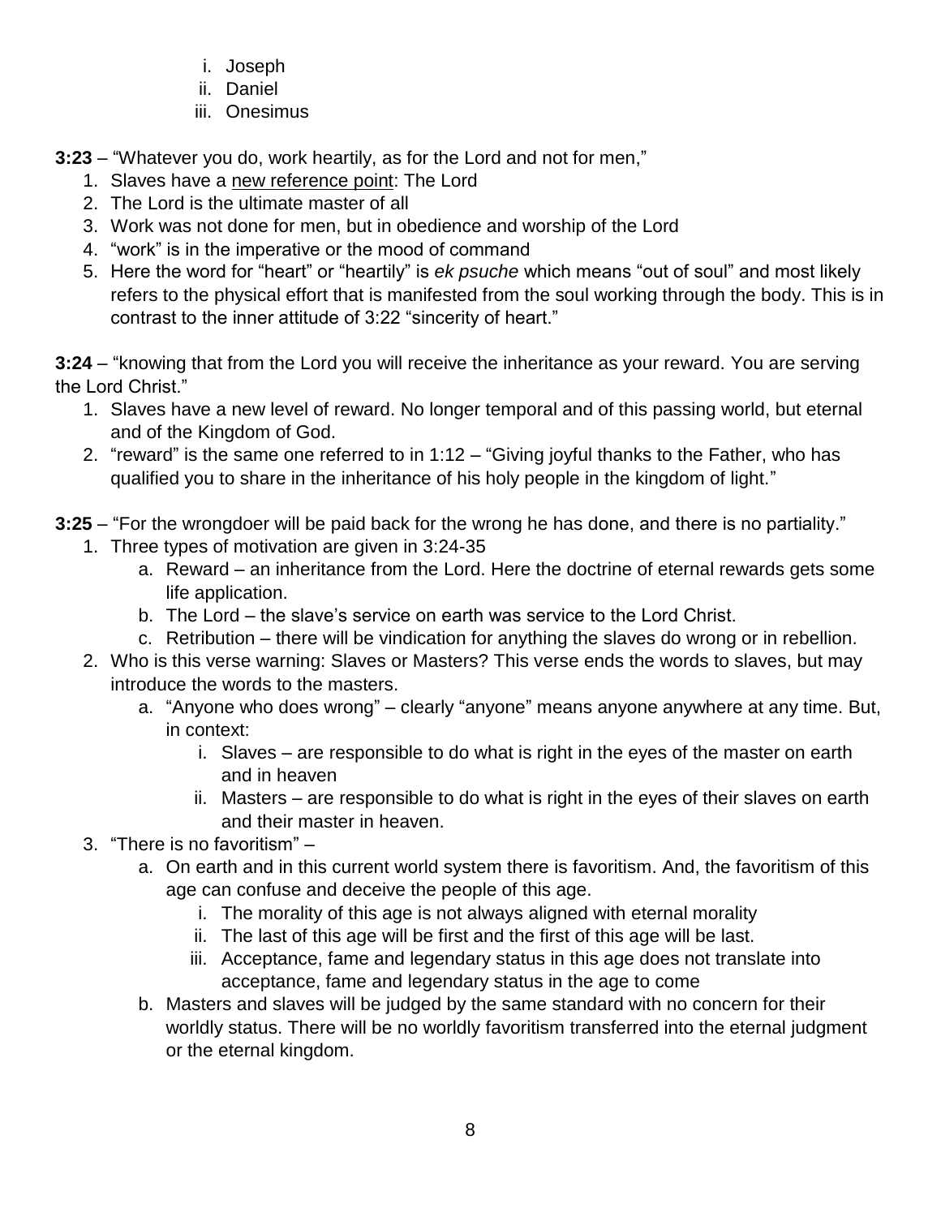i. Joseph
   ii. Daniel
   iii. Onesimus

**3:23** – "Whatever you do, work heartily, as for the Lord and not for men,"

1. Slaves have a <u>new reference point</u>: The Lord
2. The Lord is the ultimate master of all
3. Work was not done for men, but in obedience and worship of the Lord
4. "work" is in the imperative or the mood of command
5. Here the word for "heart" or "heartily" is *ek psuche* which means "out of soul" and most likely refers to the physical effort that is manifested from the soul working through the body. This is in contrast to the inner attitude of 3:22 "sincerity of heart."

**3:24** – "knowing that from the Lord you will receive the inheritance as your reward. You are serving the Lord Christ."

1. Slaves have a new level of reward. No longer temporal and of this passing world, but eternal and of the Kingdom of God.
2. "reward" is the same one referred to in 1:12 – "Giving joyful thanks to the Father, who has qualified you to share in the inheritance of his holy people in the kingdom of light."

**3:25** – "For the wrongdoer will be paid back for the wrong he has done, and there is no partiality."

1. Three types of motivation are given in 3:24-35
   a. Reward – an inheritance from the Lord. Here the doctrine of eternal rewards gets some life application.
   b. The Lord – the slave's service on earth was service to the Lord Christ.
   c. Retribution – there will be vindication for anything the slaves do wrong or in rebellion.
2. Who is this verse warning: Slaves or Masters? This verse ends the words to slaves, but may introduce the words to the masters.
   a. "Anyone who does wrong" – clearly "anyone" means anyone anywhere at any time. But, in context:
      i. Slaves – are responsible to do what is right in the eyes of the master on earth and in heaven
      ii. Masters – are responsible to do what is right in the eyes of their slaves on earth and their master in heaven.
3. "There is no favoritism" –
   a. On earth and in this current world system there is favoritism. And, the favoritism of this age can confuse and deceive the people of this age.
      i. The morality of this age is not always aligned with eternal morality
      ii. The last of this age will be first and the first of this age will be last.
      iii. Acceptance, fame and legendary status in this age does not translate into acceptance, fame and legendary status in the age to come
   b. Masters and slaves will be judged by the same standard with no concern for their worldly status. There will be no worldly favoritism transferred into the eternal judgment or the eternal kingdom.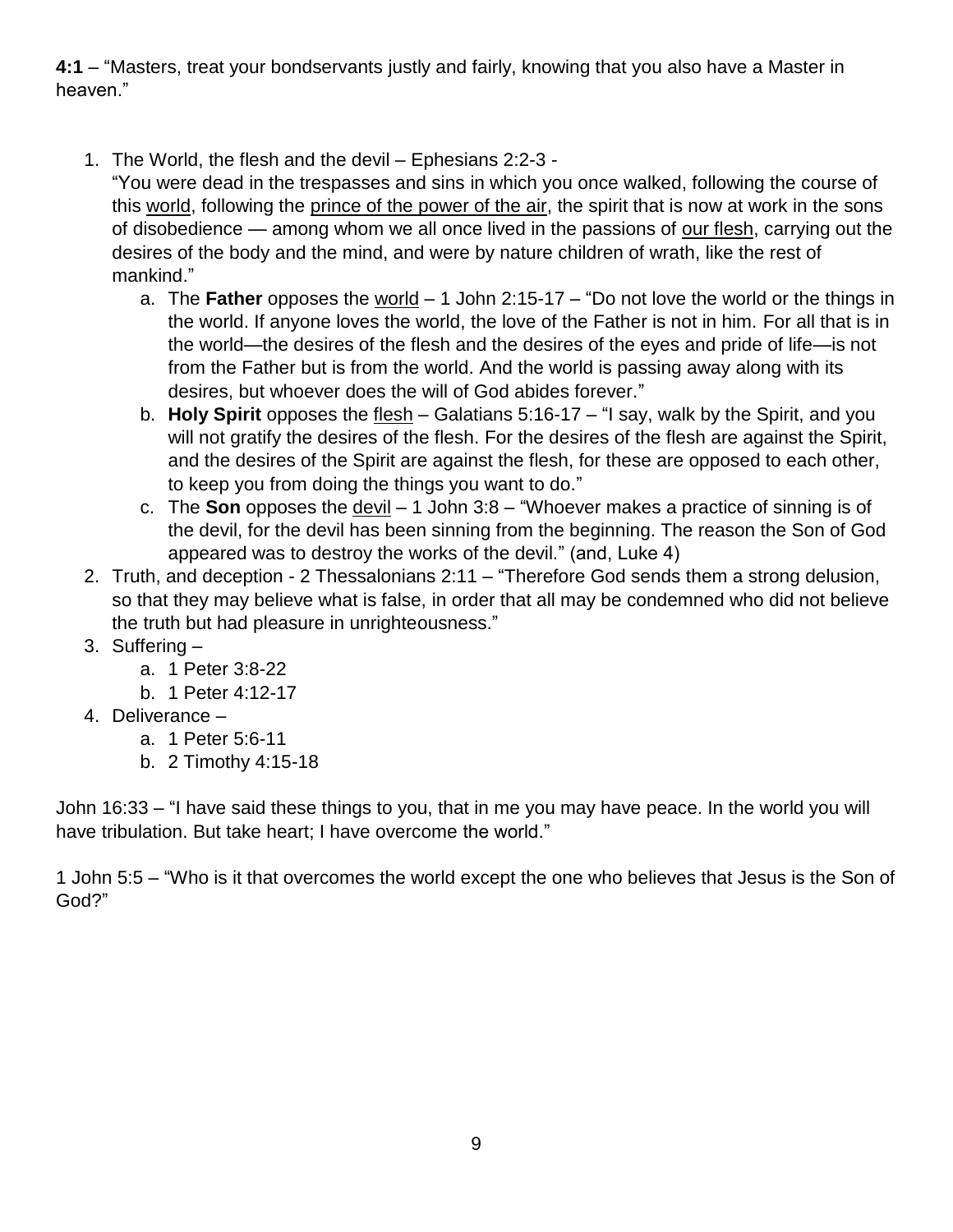**4:1** – "Masters, treat your bondservants justly and fairly, knowing that you also have a Master in heaven."

1. The World, the flesh and the devil – Ephesians 2:2-3 - "You were dead in the trespasses and sins in which you once walked, following the course of this <u>world</u>, following the <u>prince of the power of the air</u>, the spirit that is now at work in the sons of disobedience — among whom we all once lived in the passions of <u>our flesh</u>, carrying out the desires of the body and the mind, and were by nature children of wrath, like the rest of mankind."
    a. The **Father** opposes the <u>world</u> – 1 John 2:15-17 – "Do not love the world or the things in the world. If anyone loves the world, the love of the Father is not in him. For all that is in the world—the desires of the flesh and the desires of the eyes and pride of life—is not from the Father but is from the world. And the world is passing away along with its desires, but whoever does the will of God abides forever."
    b. **Holy Spirit** opposes the <u>flesh</u> – Galatians 5:16-17 – "I say, walk by the Spirit, and you will not gratify the desires of the flesh. For the desires of the flesh are against the Spirit, and the desires of the Spirit are against the flesh, for these are opposed to each other, to keep you from doing the things you want to do."
    c. The **Son** opposes the <u>devil</u> – 1 John 3:8 – "Whoever makes a practice of sinning is of the devil, for the devil has been sinning from the beginning. The reason the Son of God appeared was to destroy the works of the devil." (and, Luke 4)
2. Truth, and deception - 2 Thessalonians 2:11 – "Therefore God sends them a strong delusion, so that they may believe what is false, in order that all may be condemned who did not believe the truth but had pleasure in unrighteousness."
3. Suffering –
    a. 1 Peter 3:8-22
    b. 1 Peter 4:12-17
4. Deliverance –
    a. 1 Peter 5:6-11
    b. 2 Timothy 4:15-18

John 16:33 – "I have said these things to you, that in me you may have peace. In the world you will have tribulation. But take heart; I have overcome the world."

1 John 5:5 – "Who is it that overcomes the world except the one who believes that Jesus is the Son of God?"